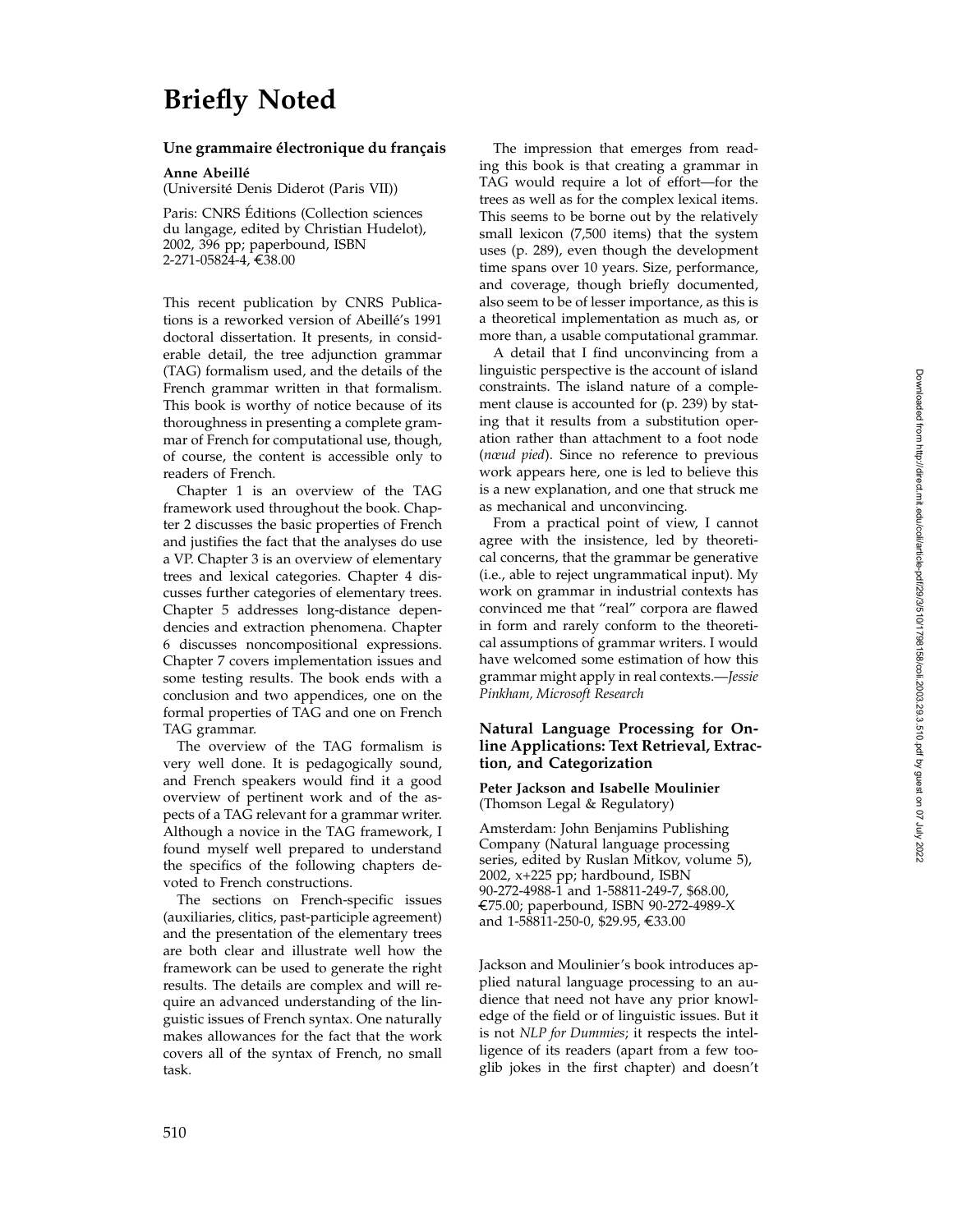# Briefly Noted

### Une grammaire électronique du français

**Anne Abeillé**
(Université Denis Diderot (Paris VII))

Paris: CNRS Éditions (Collection sciences du langage, edited by Christian Hudelot), 2002, 396 pp; paperbound, ISBN 2-271-05824-4, €38.00

This recent publication by CNRS Publications is a reworked version of Abeillé's 1991 doctoral dissertation. It presents, in considerable detail, the tree adjunction grammar (TAG) formalism used, and the details of the French grammar written in that formalism. This book is worthy of notice because of its thoroughness in presenting a complete grammar of French for computational use, though, of course, the content is accessible only to readers of French.

Chapter 1 is an overview of the TAG framework used throughout the book. Chapter 2 discusses the basic properties of French and justifies the fact that the analyses do use a VP. Chapter 3 is an overview of elementary trees and lexical categories. Chapter 4 discusses further categories of elementary trees. Chapter 5 addresses long-distance dependencies and extraction phenomena. Chapter 6 discusses noncompositional expressions. Chapter 7 covers implementation issues and some testing results. The book ends with a conclusion and two appendices, one on the formal properties of TAG and one on French TAG grammar.

The overview of the TAG formalism is very well done. It is pedagogically sound, and French speakers would find it a good overview of pertinent work and of the aspects of a TAG relevant for a grammar writer. Although a novice in the TAG framework, I found myself well prepared to understand the specifics of the following chapters devoted to French constructions.

The sections on French-specific issues (auxiliaries, clitics, past-participle agreement) and the presentation of the elementary trees are both clear and illustrate well how the framework can be used to generate the right results. The details are complex and will require an advanced understanding of the linguistic issues of French syntax. One naturally makes allowances for the fact that the work covers all of the syntax of French, no small task.

The impression that emerges from reading this book is that creating a grammar in TAG would require a lot of effort—for the trees as well as for the complex lexical items. This seems to be borne out by the relatively small lexicon (7,500 items) that the system uses (p. 289), even though the development time spans over 10 years. Size, performance, and coverage, though briefly documented, also seem to be of lesser importance, as this is a theoretical implementation as much as, or more than, a usable computational grammar.

A detail that I find unconvincing from a linguistic perspective is the account of island constraints. The island nature of a complement clause is accounted for (p. 239) by stating that it results from a substitution operation rather than attachment to a foot node (*nœud pied*). Since no reference to previous work appears here, one is led to believe this is a new explanation, and one that struck me as mechanical and unconvincing.

From a practical point of view, I cannot agree with the insistence, led by theoretical concerns, that the grammar be generative (i.e., able to reject ungrammatical input). My work on grammar in industrial contexts has convinced me that "real" corpora are flawed in form and rarely conform to the theoretical assumptions of grammar writers. I would have welcomed some estimation of how this grammar might apply in real contexts.—*Jessie Pinkham, Microsoft Research*

### Natural Language Processing for Online Applications: Text Retrieval, Extraction, and Categorization

**Peter Jackson and Isabelle Moulinier**
(Thomson Legal & Regulatory)

Amsterdam: John Benjamins Publishing Company (Natural language processing series, edited by Ruslan Mitkov, volume 5), 2002, x+225 pp; hardbound, ISBN 90-272-4988-1 and 1-58811-249-7, $68.00, €75.00; paperbound, ISBN 90-272-4989-X and 1-58811-250-0, $29.95, €33.00

Jackson and Moulinier's book introduces applied natural language processing to an audience that need not have any prior knowledge of the field or of linguistic issues. But it is not *NLP for Dummies*; it respects the intelligence of its readers (apart from a few too-glib jokes in the first chapter) and doesn't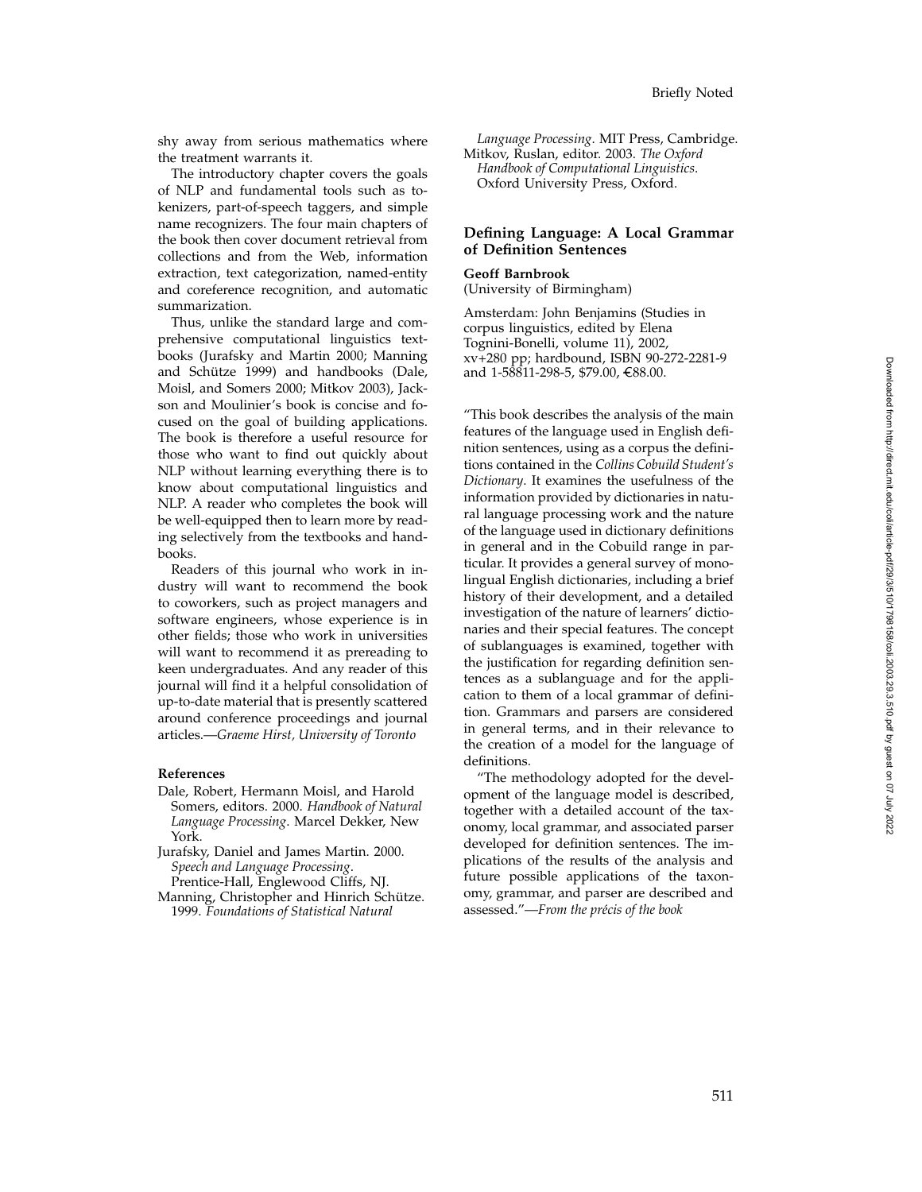shy away from serious mathematics where the treatment warrants it.

The introductory chapter covers the goals of NLP and fundamental tools such as tokenizers, part-of-speech taggers, and simple name recognizers. The four main chapters of the book then cover document retrieval from collections and from the Web, information extraction, text categorization, named-entity and coreference recognition, and automatic summarization.

Thus, unlike the standard large and comprehensive computational linguistics textbooks (Jurafsky and Martin 2000; Manning and Schütze 1999) and handbooks (Dale, Moisl, and Somers 2000; Mitkov 2003), Jackson and Moulinier's book is concise and focused on the goal of building applications. The book is therefore a useful resource for those who want to find out quickly about NLP without learning everything there is to know about computational linguistics and NLP. A reader who completes the book will be well-equipped then to learn more by reading selectively from the textbooks and handbooks.

Readers of this journal who work in industry will want to recommend the book to coworkers, such as project managers and software engineers, whose experience is in other fields; those who work in universities will want to recommend it as prereading to keen undergraduates. And any reader of this journal will find it a helpful consolidation of up-to-date material that is presently scattered around conference proceedings and journal articles.—*Graeme Hirst, University of Toronto*

#### References

Dale, Robert, Hermann Moisl, and Harold Somers, editors. 2000. *Handbook of Natural Language Processing*. Marcel Dekker, New York.

Jurafsky, Daniel and James Martin. 2000. *Speech and Language Processing*. Prentice-Hall, Englewood Cliffs, NJ.

Manning, Christopher and Hinrich Schütze. 1999. *Foundations of Statistical Natural Language Processing*. MIT Press, Cambridge.

Mitkov, Ruslan, editor. 2003. *The Oxford Handbook of Computational Linguistics*. Oxford University Press, Oxford.

## Defining Language: A Local Grammar of Definition Sentences

**Geoff Barnbrook**
(University of Birmingham)

Amsterdam: John Benjamins (Studies in corpus linguistics, edited by Elena Tognini-Bonelli, volume 11), 2002, xv+280 pp; hardbound, ISBN 90-272-2281-9 and 1-58811-298-5, $79.00, €88.00.

"This book describes the analysis of the main features of the language used in English definition sentences, using as a corpus the definitions contained in the *Collins Cobuild Student's Dictionary*. It examines the usefulness of the information provided by dictionaries in natural language processing work and the nature of the language used in dictionary definitions in general and in the Cobuild range in particular. It provides a general survey of monolingual English dictionaries, including a brief history of their development, and a detailed investigation of the nature of learners' dictionaries and their special features. The concept of sublanguages is examined, together with the justification for regarding definition sentences as a sublanguage and for the application to them of a local grammar of definition. Grammars and parsers are considered in general terms, and in their relevance to the creation of a model for the language of definitions.

"The methodology adopted for the development of the language model is described, together with a detailed account of the taxonomy, local grammar, and associated parser developed for definition sentences. The implications of the results of the analysis and future possible applications of the taxonomy, grammar, and parser are described and assessed."—*From the précis of the book*